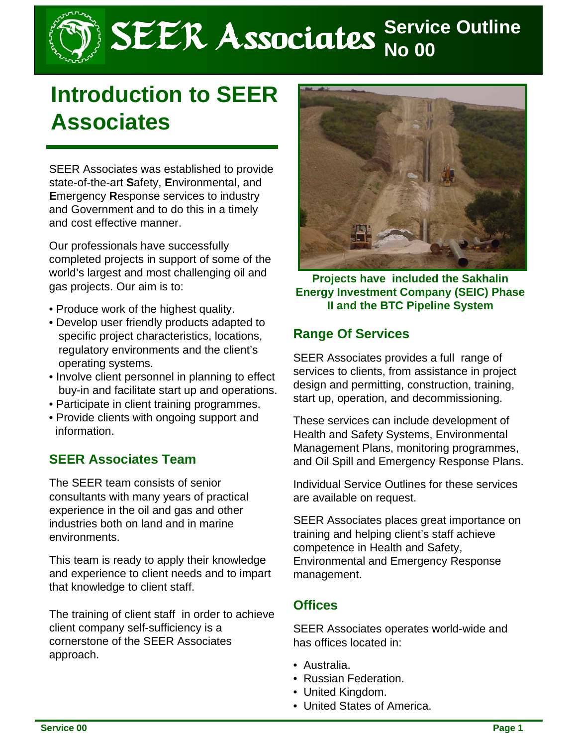# SEER Associates Service Outline No 00

# Introduction to SEER Associates

SEER Associates was established to provide state-of-the-art **S**afety, **E**nvironmental, and **E**mergency **R**esponse services to industry and Government and to do this in a timely and cost effective manner.

Our professionals have successfully completed projects in support of some of the world's largest and most challenging oil and gas projects. Our aim is to:

- Produce work of the highest quality.
- Develop user friendly products adapted to specific project characteristics, locations, regulatory environments and the client's operating systems.
- Involve client personnel in planning to effect buy-in and facilitate start up and operations.
- Participate in client training programmes.
- Provide clients with ongoing support and information.

## SEER Associates Team

The SEER team consists of senior consultants with many years of practical experience in the oil and gas and other industries both on land and in marine environments.

This team is ready to apply their knowledge and experience to client needs and to impart that knowledge to client staff.

The training of client staff in order to achieve client company self-sufficiency is a cornerstone of the SEER Associates approach.

**Projects have included the Sakhalin Energy Investment Company (SEIC) Phase II and the BTC Pipeline System**

## Range Of Services

SEER Associates provides a full range of services to clients, from assistance in project design and permitting, construction, training, start up, operation, and decommissioning.

These services can include development of Health and Safety Systems, Environmental Management Plans, monitoring programmes, and Oil Spill and Emergency Response Plans.

Individual Service Outlines for these services are available on request.

SEER Associates places great importance on training and helping client's staff achieve competence in Health and Safety, Environmental and Emergency Response management.

## Offices

SEER Associates operates world-wide and has offices located in:

- Australia.
- Russian Federation.
- United Kingdom.
- United States of America.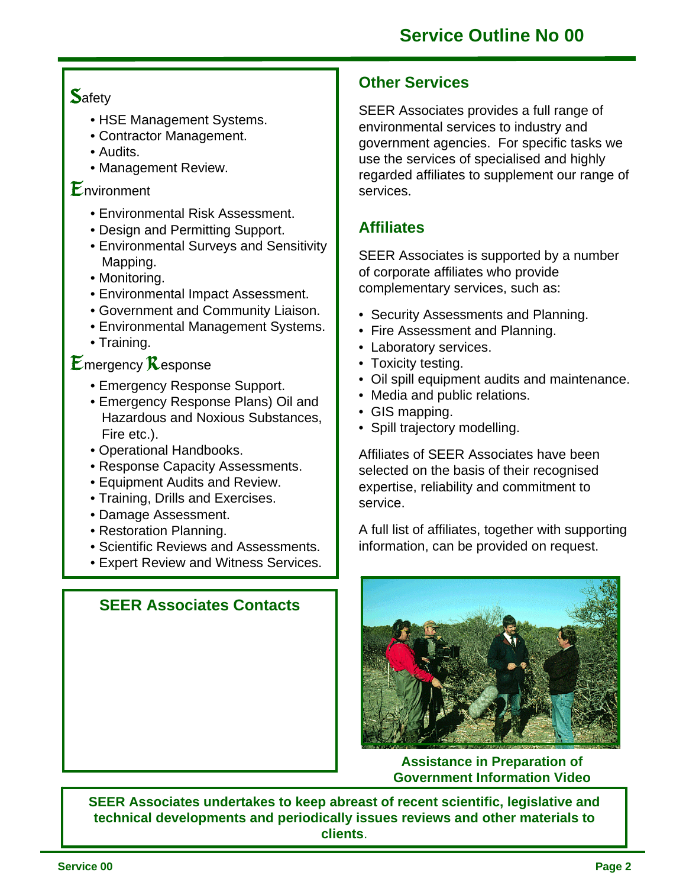# Service Outline No 00

**Safety**

- HSE Management Systems.
- Contractor Management.
- Audits.
- Management Review.

**Environment**

- Environmental Risk Assessment.
- Design and Permitting Support.
- Environmental Surveys and Sensitivity Mapping.
- Monitoring.
- Environmental Impact Assessment.
- Government and Community Liaison.
- Environmental Management Systems.
- Training.

**Emergency Response**

- Emergency Response Support.
- Emergency Response Plans) Oil and Hazardous and Noxious Substances, Fire etc.).
- Operational Handbooks.
- Response Capacity Assessments.
- Equipment Audits and Review.
- Training, Drills and Exercises.
- Damage Assessment.
- Restoration Planning.
- Scientific Reviews and Assessments.
- Expert Review and Witness Services.

## SEER Associates Contacts

## Other Services

SEER Associates provides a full range of environmental services to industry and government agencies. For specific tasks we use the services of specialised and highly regarded affiliates to supplement our range of services.

## Affiliates

SEER Associates is supported by a number of corporate affiliates who provide complementary services, such as:

- Security Assessments and Planning.
- Fire Assessment and Planning.
- Laboratory services.
- Toxicity testing.
- Oil spill equipment audits and maintenance.
- Media and public relations.
- GIS mapping.
- Spill trajectory modelling.

Affiliates of SEER Associates have been selected on the basis of their recognised expertise, reliability and commitment to service.

A full list of affiliates, together with supporting information, can be provided on request.

**Assistance in Preparation of Government Information Video**

**SEER Associates undertakes to keep abreast of recent scientific, legislative and technical developments and periodically issues reviews and other materials to clients.**